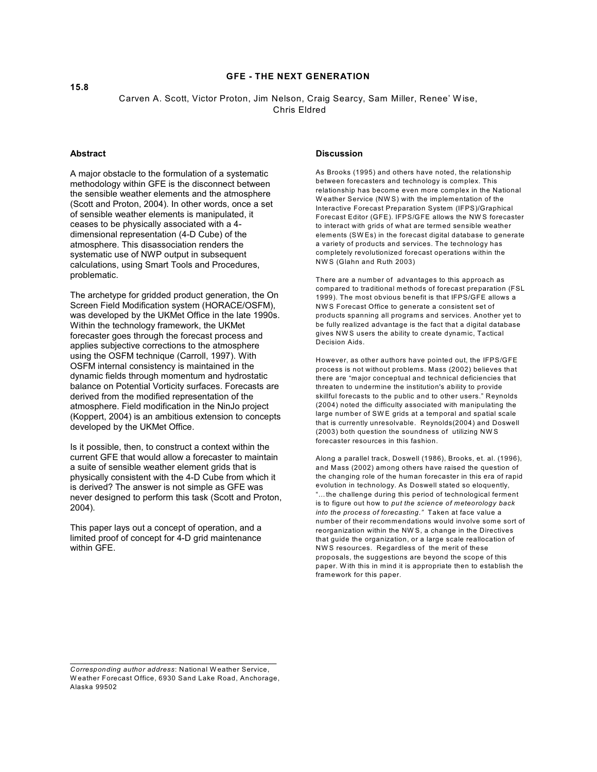15.8

# GFE - THE NEXT GENERATION

Carven A. Scott, Victor Proton, Jim Nelson, Craig Searcy, Sam Miller, Renee' Wise, Chris Eldred

## Abstract

A major obstacle to the formulation of a systematic methodology within GFE is the disconnect between the sensible weather elements and the atmosphere (Scott and Proton, 2004). In other words, once a set of sensible weather elements is manipulated, it ceases to be physically associated with a 4-dimensional representation (4-D Cube) of the atmosphere. This disassociation renders the systematic use of NWP output in subsequent calculations, using Smart Tools and Procedures, problematic.

The archetype for gridded product generation, the On Screen Field Modification system (HORACE/OSFM), was developed by the UKMet Office in the late 1990s. Within the technology framework, the UKMet forecaster goes through the forecast process and applies subjective corrections to the atmosphere using the OSFM technique (Carroll, 1997). With OSFM internal consistency is maintained in the dynamic fields through momentum and hydrostatic balance on Potential Vorticity surfaces. Forecasts are derived from the modified representation of the atmosphere. Field modification in the NinJo project (Koppert, 2004) is an ambitious extension to concepts developed by the UKMet Office.

Is it possible, then, to construct a context within the current GFE that would allow a forecaster to maintain a suite of sensible weather element grids that is physically consistent with the 4-D Cube from which it is derived? The answer is not simple as GFE was never designed to perform this task (Scott and Proton, 2004).

This paper lays out a concept of operation, and a limited proof of concept for 4-D grid maintenance within GFE.

## Discussion

As Brooks (1995) and others have noted, the relationship between forecasters and technology is complex. This relationship has become even more complex in the National Weather Service (NWS) with the implementation of the Interactive Forecast Preparation System (IFPS)/Graphical Forecast Editor (GFE). IFPS/GFE allows the NWS forecaster to interact with grids of what are termed sensible weather elements (SWEs) in the forecast digital database to generate a variety of products and services. The technology has completely revolutionized forecast operations within the NWS (Glahn and Ruth 2003)

There are a number of advantages to this approach as compared to traditional methods of forecast preparation (FSL 1999). The most obvious benefit is that IFPS/GFE allows a NWS Forecast Office to generate a consistent set of products spanning all programs and services. Another yet to be fully realized advantage is the fact that a digital database gives NWS users the ability to create dynamic, Tactical Decision Aids.

However, as other authors have pointed out, the IFPS/GFE process is not without problems. Mass (2002) believes that there are "major conceptual and technical deficiencies that threaten to undermine the institution's ability to provide skillful forecasts to the public and to other users." Reynolds (2004) noted the difficulty associated with manipulating the large number of SWE grids at a temporal and spatial scale that is currently unresolvable. Reynolds(2004) and Doswell (2003) both question the soundness of utilizing NWS forecaster resources in this fashion.

Along a parallel track, Doswell (1986), Brooks, et. al. (1996), and Mass (2002) among others have raised the question of the changing role of the human forecaster in this era of rapid evolution in technology. As Doswell stated so eloquently, "…the challenge during this period of technological ferment is to figure out how to *put the science of meteorology back into the process of forecasting."* Taken at face value a number of their recommendations would involve some sort of reorganization within the NWS, a change in the Directives that guide the organization, or a large scale reallocation of NWS resources. Regardless of the merit of these proposals, the suggestions are beyond the scope of this paper. With this in mind it is appropriate then to establish the framework for this paper.

---

*Corresponding author address*: National Weather Service, Weather Forecast Office, 6930 Sand Lake Road, Anchorage, Alaska 99502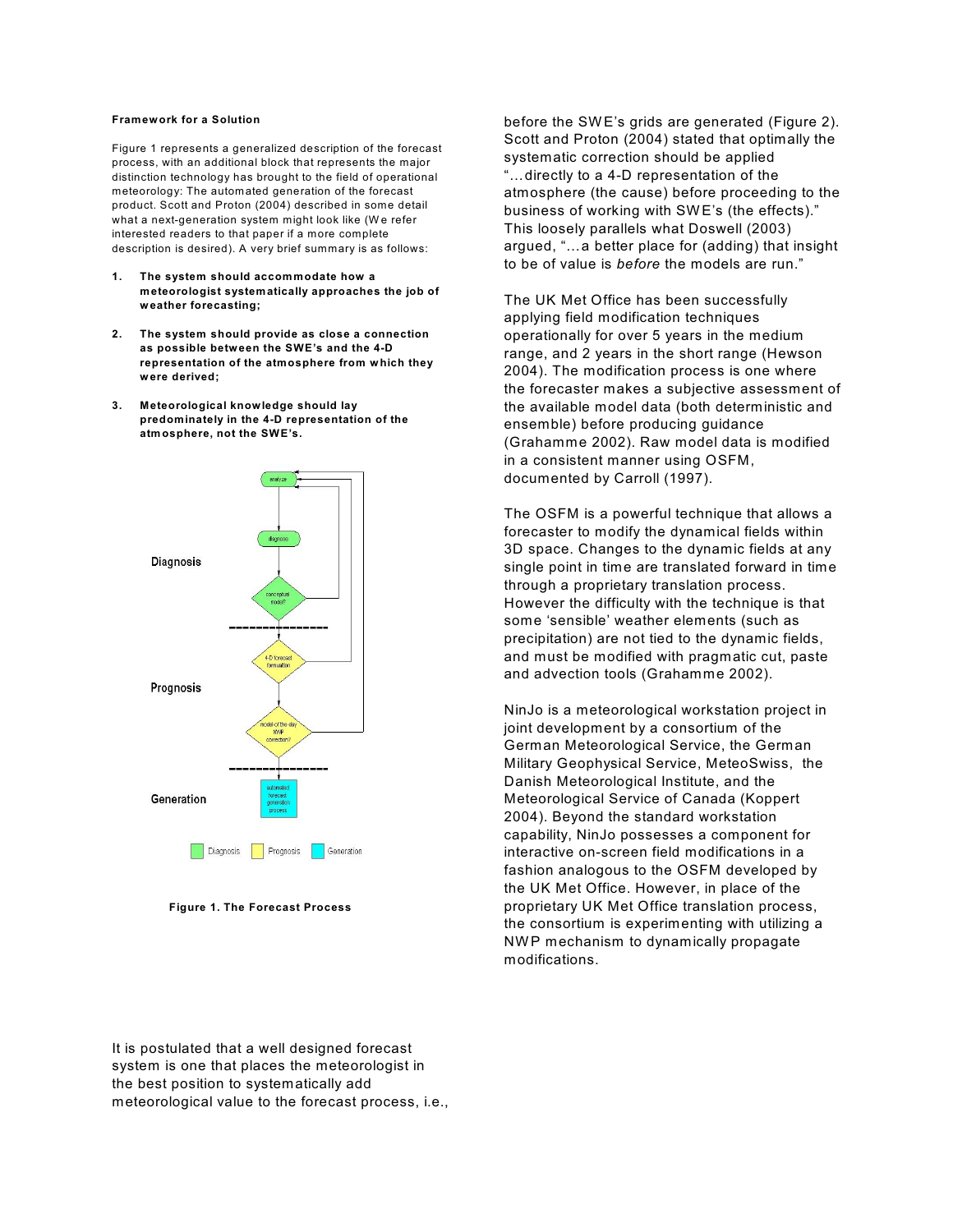**Framework for a Solution**

Figure 1 represents a generalized description of the forecast process, with an additional block that represents the major distinction technology has brought to the field of operational meteorology: The automated generation of the forecast product. Scott and Proton (2004) described in some detail what a next-generation system might look like (We refer interested readers to that paper if a more complete description is desired). A very brief summary is as follows:

1. **The system should accommodate how a meteorologist systematically approaches the job of weather forecasting;**
2. **The system should provide as close a connection as possible between the SWE's and the 4-D representation of the atmosphere from which they were derived;**
3. **Meteorological knowledge should lay predominately in the 4-D representation of the atmosphere, not the SWE's.**

**Figure 1. The Forecast Process**

It is postulated that a well designed forecast system is one that places the meteorologist in the best position to systematically add meteorological value to the forecast process, i.e., before the SWE's grids are generated (Figure 2). Scott and Proton (2004) stated that optimally the systematic correction should be applied "…directly to a 4-D representation of the atmosphere (the cause) before proceeding to the business of working with SWE's (the effects)." This loosely parallels what Doswell (2003) argued, "…a better place for (adding) that insight to be of value is *before* the models are run."

The UK Met Office has been successfully applying field modification techniques operationally for over 5 years in the medium range, and 2 years in the short range (Hewson 2004). The modification process is one where the forecaster makes a subjective assessment of the available model data (both deterministic and ensemble) before producing guidance (Grahamme 2002). Raw model data is modified in a consistent manner using OSFM, documented by Carroll (1997).

The OSFM is a powerful technique that allows a forecaster to modify the dynamical fields within 3D space. Changes to the dynamic fields at any single point in time are translated forward in time through a proprietary translation process. However the difficulty with the technique is that some 'sensible' weather elements (such as precipitation) are not tied to the dynamic fields, and must be modified with pragmatic cut, paste and advection tools (Grahamme 2002).

NinJo is a meteorological workstation project in joint development by a consortium of the German Meteorological Service, the German Military Geophysical Service, MeteoSwiss, the Danish Meteorological Institute, and the Meteorological Service of Canada (Koppert 2004). Beyond the standard workstation capability, NinJo possesses a component for interactive on-screen field modifications in a fashion analogous to the OSFM developed by the UK Met Office. However, in place of the proprietary UK Met Office translation process, the consortium is experimenting with utilizing a NWP mechanism to dynamically propagate modifications.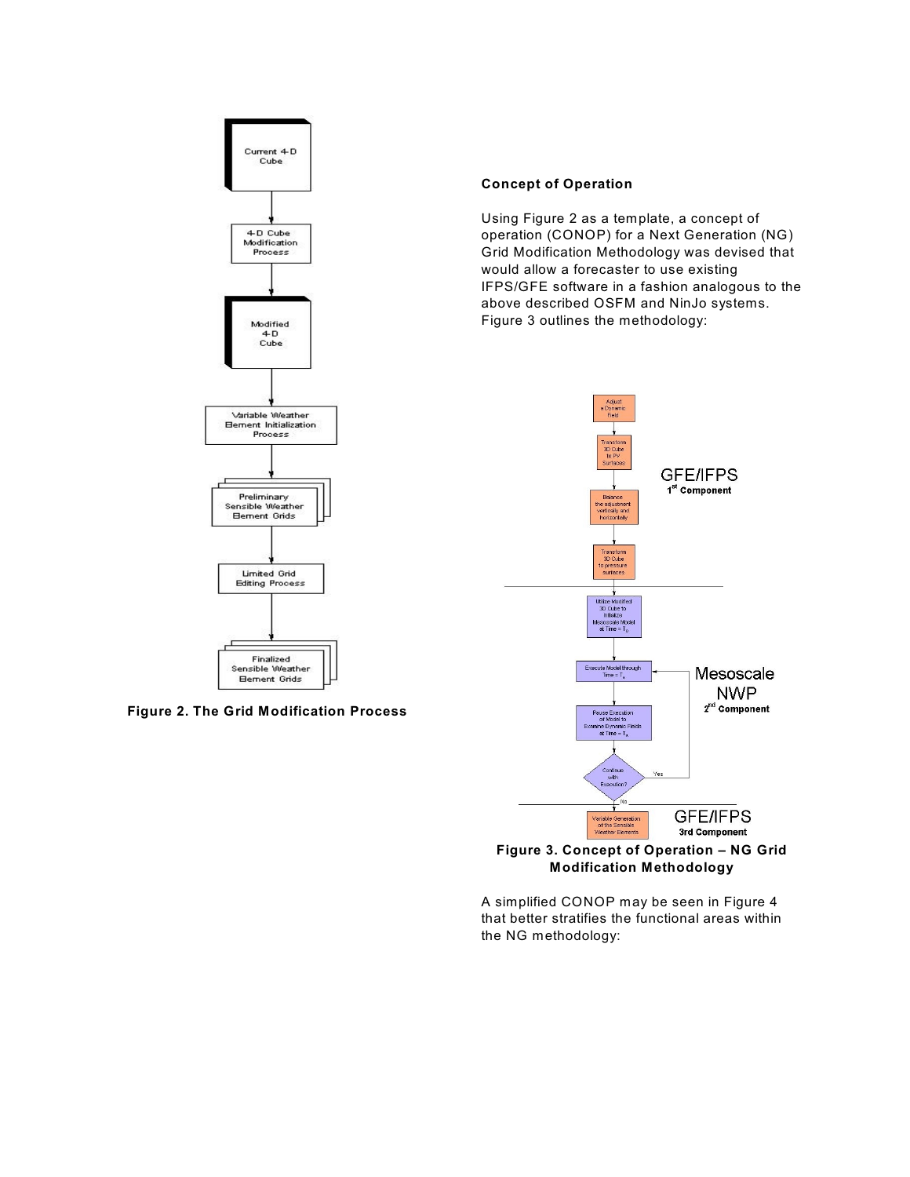Figure 2. The Grid Modification Process

**Concept of Operation**

Using Figure 2 as a template, a concept of operation (CONOP) for a Next Generation (NG) Grid Modification Methodology was devised that would allow a forecaster to use existing IFPS/GFE software in a fashion analogous to the above described OSFM and NinJo systems. Figure 3 outlines the methodology:

**Figure 3. Concept of Operation – NG Grid Modification Methodology**

A simplified CONOP may be seen in Figure 4 that better stratifies the functional areas within the NG methodology: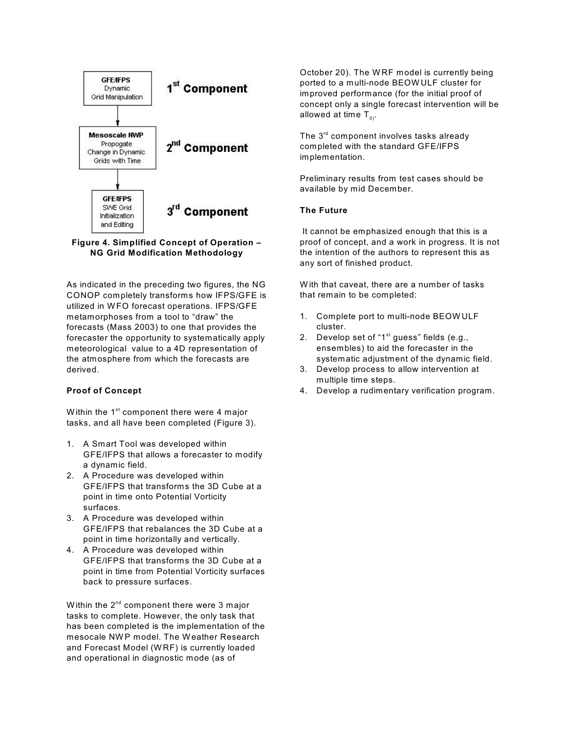**Figure 4. Simplified Concept of Operation – NG Grid Modification Methodology**

As indicated in the preceding two figures, the NG CONOP completely transforms how IFPS/GFE is utilized in WFO forecast operations. IFPS/GFE metamorphoses from a tool to "draw" the forecasts (Mass 2003) to one that provides the forecaster the opportunity to systematically apply meteorological value to a 4D representation of the atmosphere from which the forecasts are derived.

**Proof of Concept**

Within the 1st component there were 4 major tasks, and all have been completed (Figure 3).

1. A Smart Tool was developed within GFE/IFPS that allows a forecaster to modify a dynamic field.
2. A Procedure was developed within GFE/IFPS that transforms the 3D Cube at a point in time onto Potential Vorticity surfaces.
3. A Procedure was developed within GFE/IFPS that rebalances the 3D Cube at a point in time horizontally and vertically.
4. A Procedure was developed within GFE/IFPS that transforms the 3D Cube at a point in time from Potential Vorticity surfaces back to pressure surfaces.

Within the 2nd component there were 3 major tasks to complete. However, the only task that has been completed is the implementation of the mesoscale NWP model. The Weather Research and Forecast Model (WRF) is currently loaded and operational in diagnostic mode (as of October 20). The WRF model is currently being ported to a multi-node BEOWULF cluster for improved performance (for the initial proof of concept only a single forecast intervention will be allowed at time $T_0$).

The 3rd component involves tasks already completed with the standard GFE/IFPS implementation.

Preliminary results from test cases should be available by mid December.

**The Future**

It cannot be emphasized enough that this is a proof of concept, and a work in progress. It is not the intention of the authors to represent this as any sort of finished product.

With that caveat, there are a number of tasks that remain to be completed:

1. Complete port to multi-node BEOWULF cluster.
2. Develop set of "1st guess" fields (e.g., ensembles) to aid the forecaster in the systematic adjustment of the dynamic field.
3. Develop process to allow intervention at multiple time steps.
4. Develop a rudimentary verification program.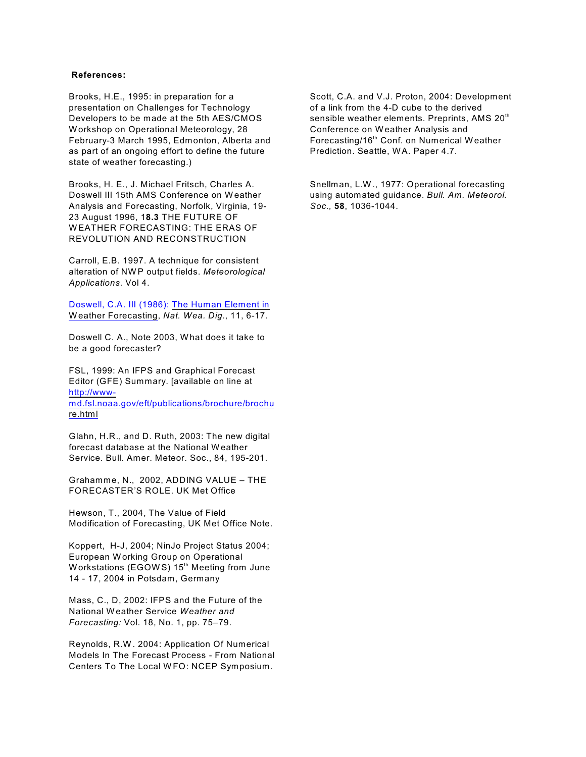**References:**

Brooks, H.E., 1995: in preparation for a presentation on Challenges for Technology Developers to be made at the 5th AES/CMOS Workshop on Operational Meteorology, 28 February-3 March 1995, Edmonton, Alberta and as part of an ongoing effort to define the future state of weather forecasting.)

Brooks, H. E., J. Michael Fritsch, Charles A. Doswell III 15th AMS Conference on Weather Analysis and Forecasting, Norfolk, Virginia, 19-23 August 1996, 1**8.3** THE FUTURE OF WEATHER FORECASTING: THE ERAS OF REVOLUTION AND RECONSTRUCTION

Carroll, E.B. 1997. A technique for consistent alteration of NWP output fields. *Meteorological Applications*. Vol 4.

Doswell, C.A. III (1986): The Human Element in Weather Forecasting, *Nat. Wea. Dig.*, 11, 6-17.

Doswell C. A., Note 2003, What does it take to be a good forecaster?

FSL, 1999: An IFPS and Graphical Forecast Editor (GFE) Summary. [available on line at http://www-md.fsl.noaa.gov/eft/publications/brochure/brochure.html

Glahn, H.R., and D. Ruth, 2003: The new digital forecast database at the National Weather Service. Bull. Amer. Meteor. Soc., 84, 195-201.

Grahamme, N., 2002, ADDING VALUE – THE FORECASTER'S ROLE. UK Met Office

Hewson, T., 2004, The Value of Field Modification of Forecasting, UK Met Office Note.

Koppert, H-J, 2004; NinJo Project Status 2004; European Working Group on Operational Workstations (EGOWS) 15th Meeting from June 14 - 17, 2004 in Potsdam, Germany

Mass, C., D, 2002: IFPS and the Future of the National Weather Service *Weather and Forecasting:* Vol. 18, No. 1, pp. 75–79.

Reynolds, R.W. 2004: Application Of Numerical Models In The Forecast Process - From National Centers To The Local WFO: NCEP Symposium.

Scott, C.A. and V.J. Proton, 2004: Development of a link from the 4-D cube to the derived sensible weather elements. Preprints, AMS 20th Conference on Weather Analysis and Forecasting/16th Conf. on Numerical Weather Prediction. Seattle, WA. Paper 4.7.

Snellman, L.W., 1977: Operational forecasting using automated guidance. *Bull. Am. Meteorol. Soc.,* **58**, 1036-1044.